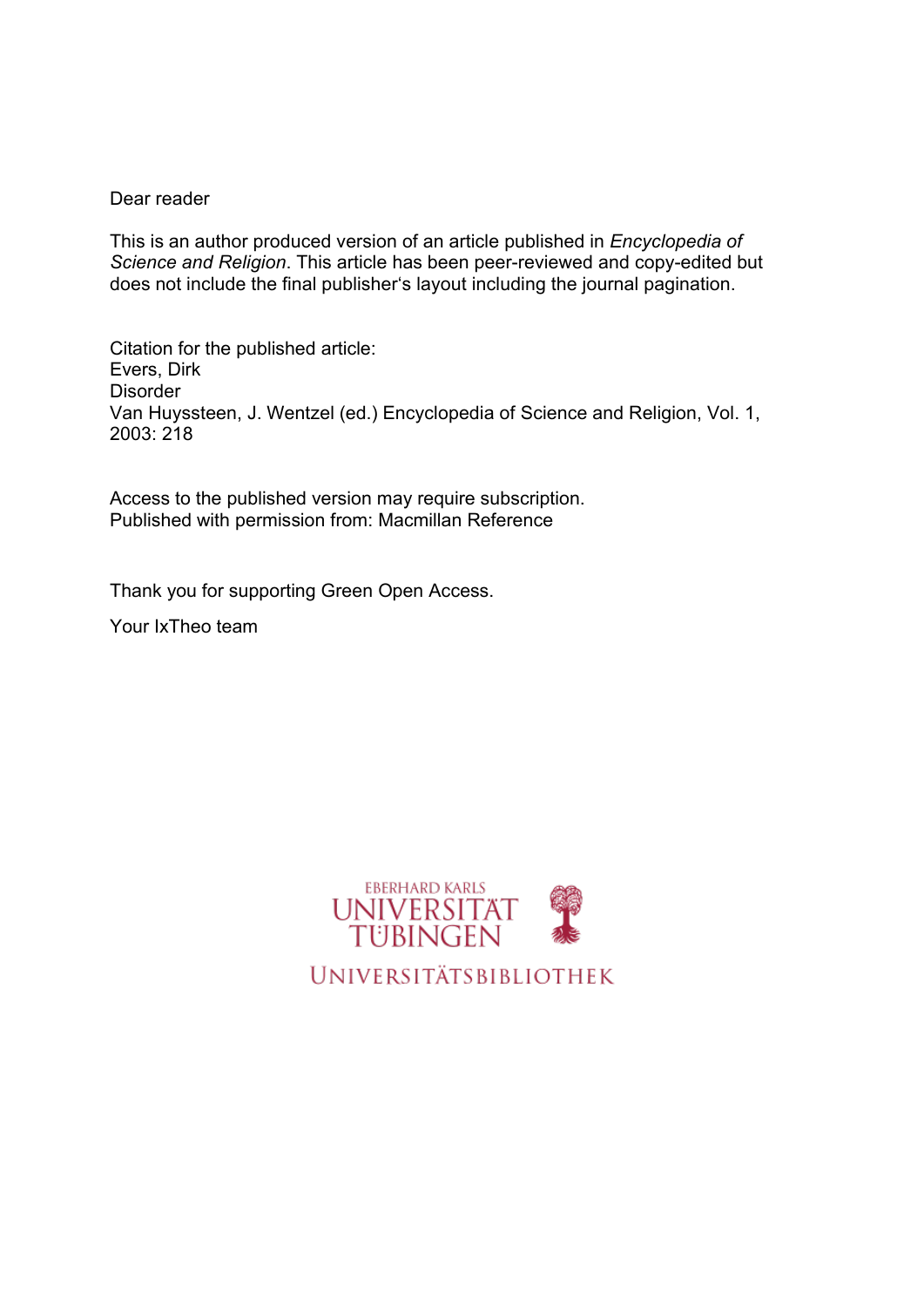Dear reader

This is an author produced version of an article published in *Encyclopedia of Science and Religion*. This article has been peer-reviewed and copy-edited but does not include the final publisher's layout including the journal pagination.

Citation for the published article:
Evers, Dirk
Disorder
Van Huyssteen, J. Wentzel (ed.) Encyclopedia of Science and Religion, Vol. 1, 2003: 218

Access to the published version may require subscription.
Published with permission from: Macmillan Reference

Thank you for supporting Green Open Access.

Your IxTheo team

EBERHARD KARLS
UNIVERSITÄT
TÜBINGEN

UNIVERSITÄTSBIBLIOTHEK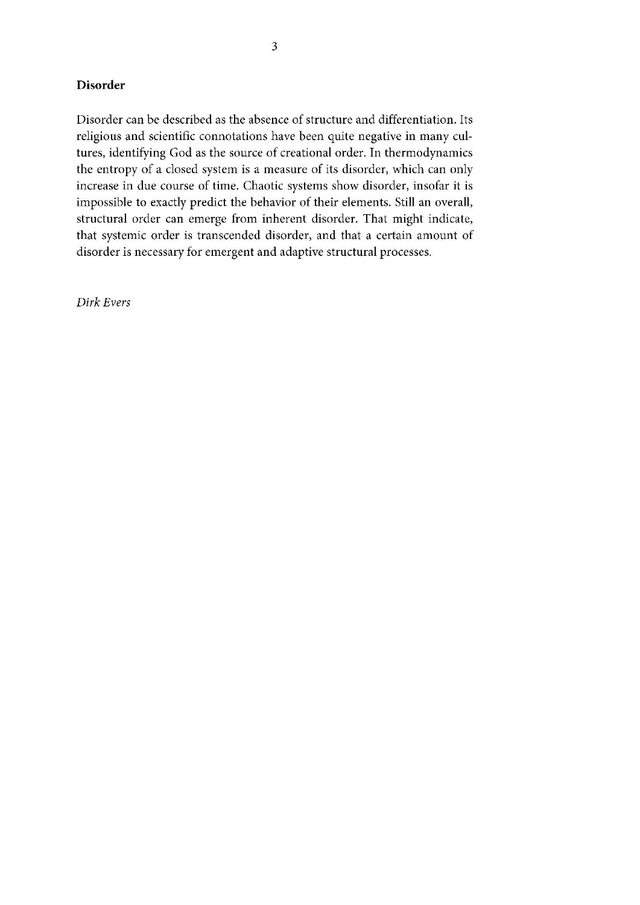**Disorder**

Disorder can be described as the absence of structure and differentiation. Its religious and scientific connotations have been quite negative in many cultures, identifying God as the source of creational order. In thermodynamics the entropy of a closed system is a measure of its disorder, which can only increase in due course of time. Chaotic systems show disorder, insofar it is impossible to exactly predict the behavior of their elements. Still an overall, structural order can emerge from inherent disorder. That might indicate, that systemic order is transcended disorder, and that a certain amount of disorder is necessary for emergent and adaptive structural processes.

*Dirk Evers*